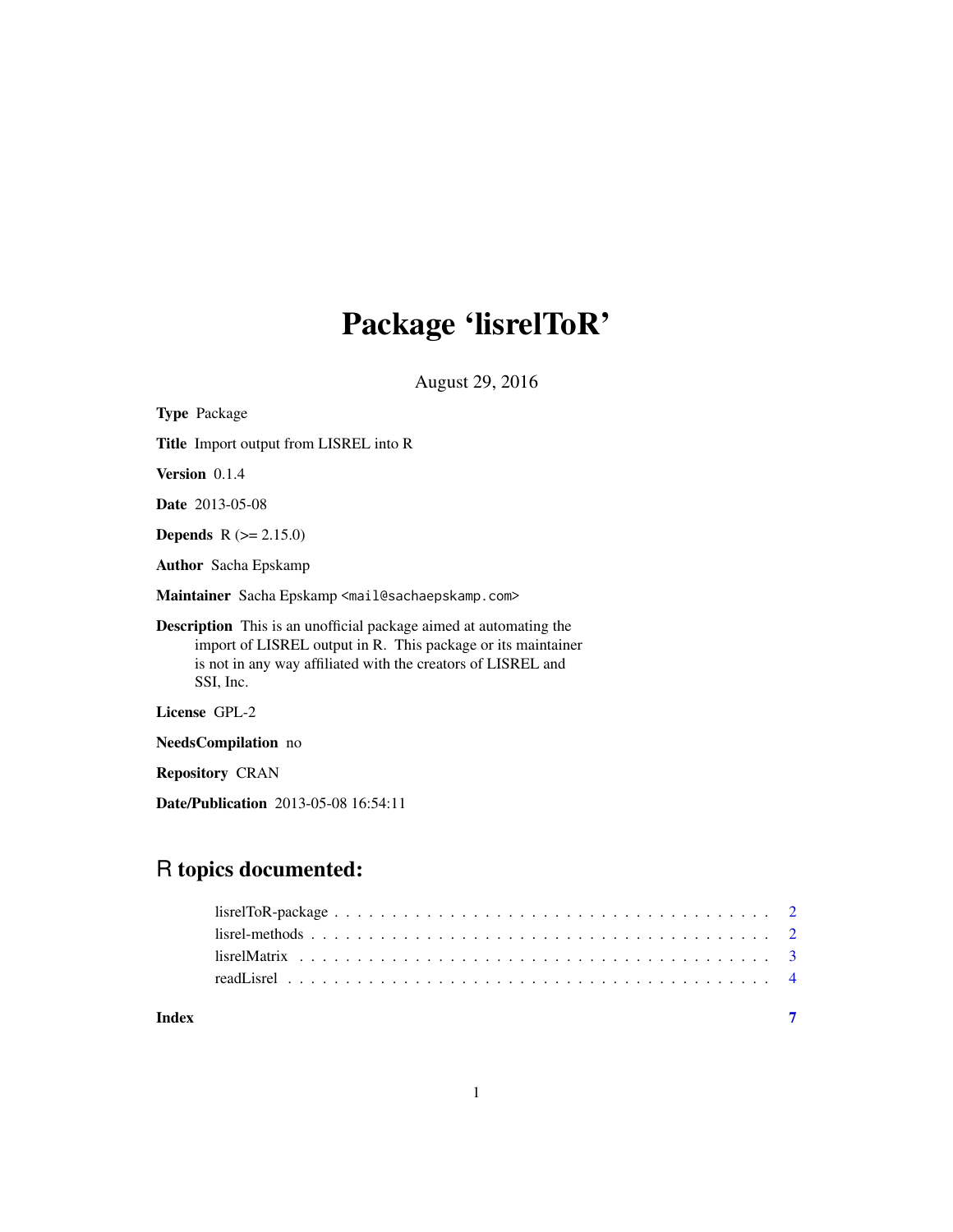# Package 'lisrelToR'

August 29, 2016

**Type** Package

**Title** Import output from LISREL into R

**Version** 0.1.4

**Date** 2013-05-08

**Depends** R (>= 2.15.0)

**Author** Sacha Epskamp

**Maintainer** Sacha Epskamp <mail@sachaepskamp.com>

**Description** This is an unofficial package aimed at automating the import of LISREL output in R. This package or its maintainer is not in any way affiliated with the creators of LISREL and SSI, Inc.

**License** GPL-2

**NeedsCompilation** no

**Repository** CRAN

**Date/Publication** 2013-05-08 16:54:11

## R topics documented:

lisrelToR-package . . . . . . . . . . . . . . . . . . . . . . . . . . . . . . . . . . . . 2
lisrel-methods . . . . . . . . . . . . . . . . . . . . . . . . . . . . . . . . . . . . . . 2
lisrelMatrix . . . . . . . . . . . . . . . . . . . . . . . . . . . . . . . . . . . . . . . 3
readLisrel . . . . . . . . . . . . . . . . . . . . . . . . . . . . . . . . . . . . . . . . 4

**Index** **7**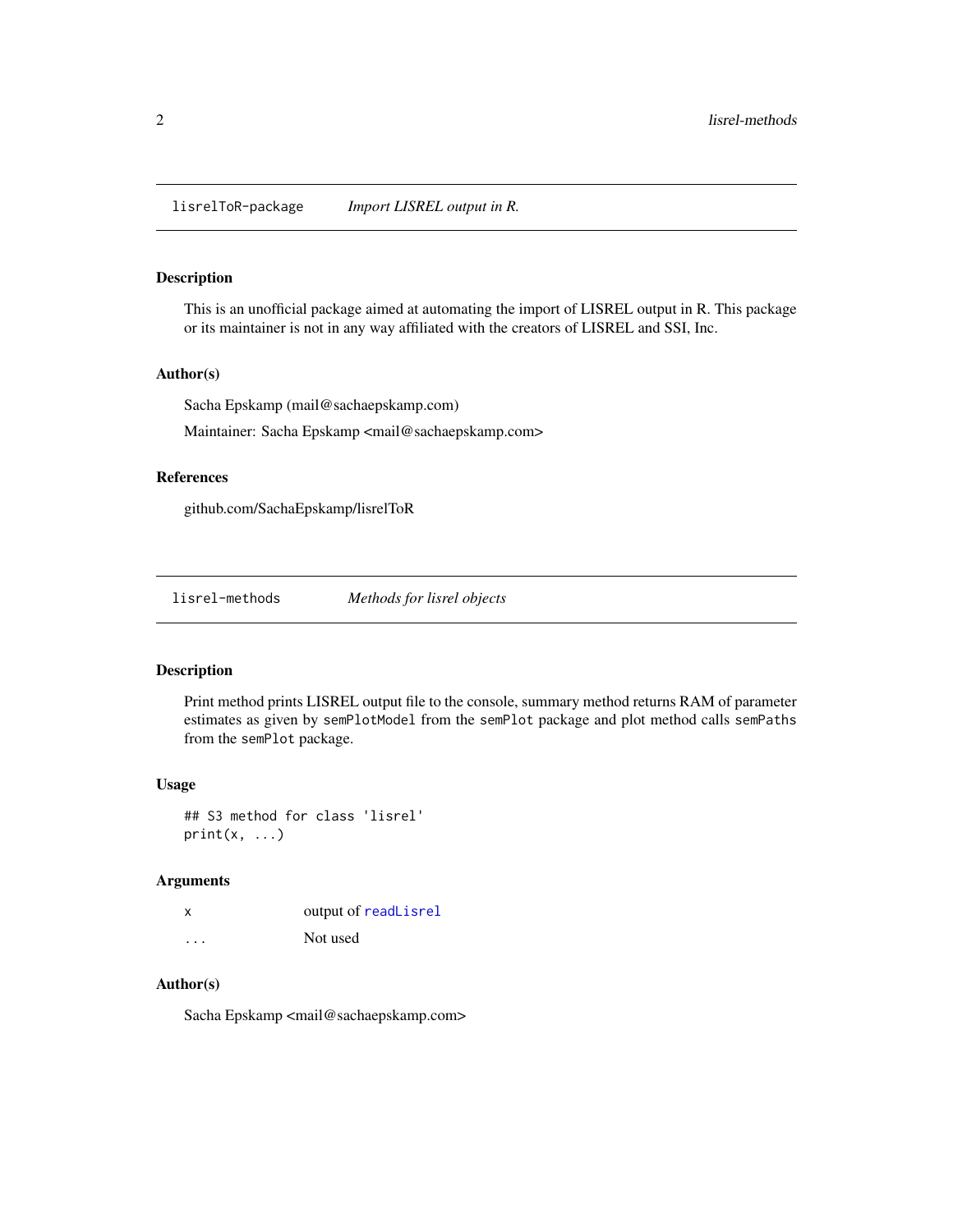## lisrelToR-package *Import LISREL output in R.*

### Description

This is an unofficial package aimed at automating the import of LISREL output in R. This package or its maintainer is not in any way affiliated with the creators of LISREL and SSI, Inc.

### Author(s)

Sacha Epskamp (mail@sachaepskamp.com)

Maintainer: Sacha Epskamp <mail@sachaepskamp.com>

### References

github.com/SachaEpskamp/lisrelToR

## lisrel-methods *Methods for lisrel objects*

### Description

Print method prints LISREL output file to the console, summary method returns RAM of parameter estimates as given by `semPlotModel` from the `semPlot` package and plot method calls `semPaths` from the `semPlot` package.

### Usage

```
## S3 method for class 'lisrel'
print(x, ...)
```

### Arguments

| | |
|---|---|
| x | output of `readLisrel` |
| ... | Not used |

### Author(s)

Sacha Epskamp <mail@sachaepskamp.com>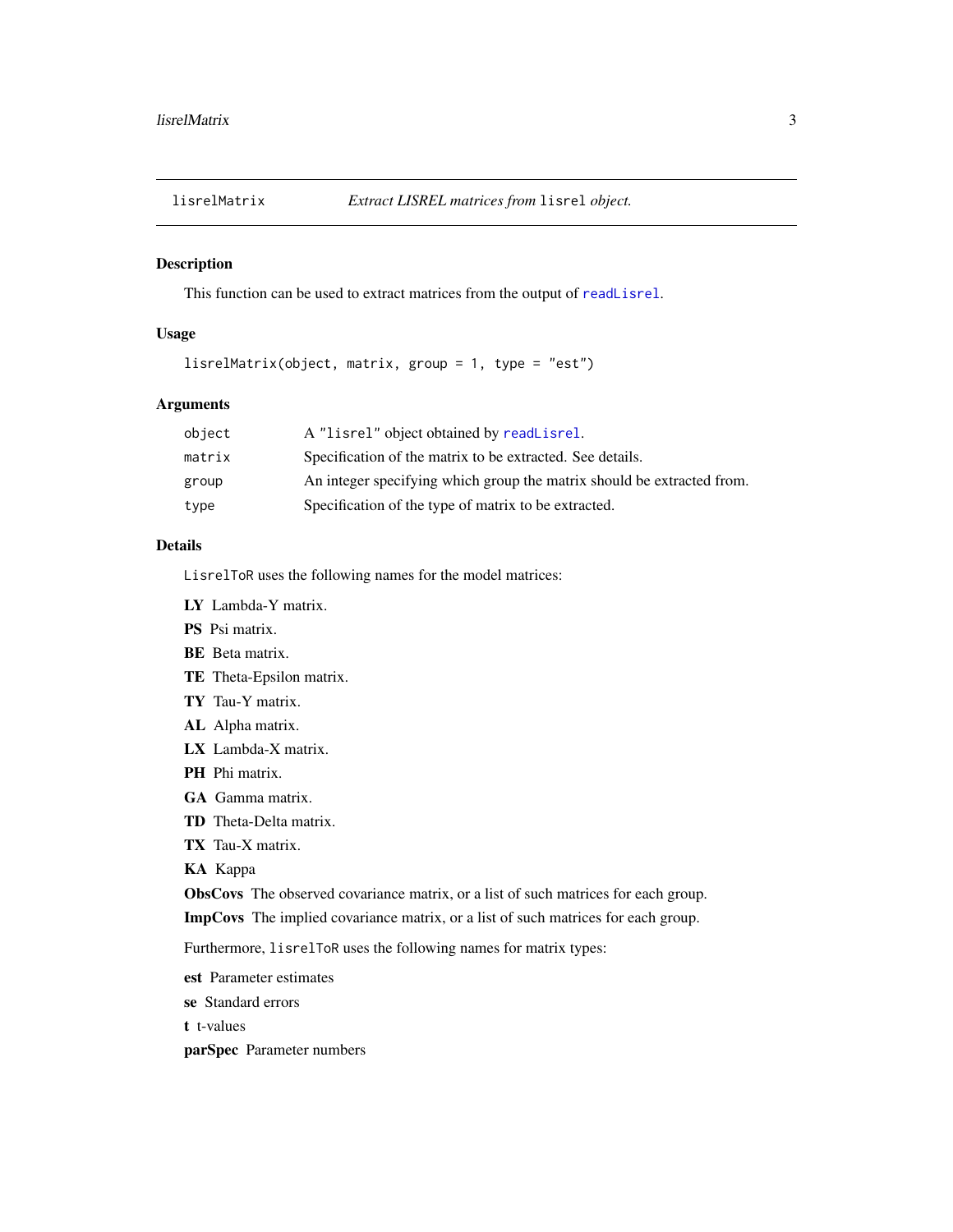## lisrelMatrix — *Extract LISREL matrices from* `lisrel` *object.*

### Description

This function can be used to extract matrices from the output of `readLisrel`.

### Usage

```
lisrelMatrix(object, matrix, group = 1, type = "est")
```

### Arguments

| | |
|---|---|
| `object` | A `"lisrel"` object obtained by `readLisrel`. |
| `matrix` | Specification of the matrix to be extracted. See details. |
| `group` | An integer specifying which group the matrix should be extracted from. |
| `type` | Specification of the type of matrix to be extracted. |

### Details

`LisrelToR` uses the following names for the model matrices:

**LY** Lambda-Y matrix.

**PS** Psi matrix.

**BE** Beta matrix.

**TE** Theta-Epsilon matrix.

**TY** Tau-Y matrix.

**AL** Alpha matrix.

**LX** Lambda-X matrix.

**PH** Phi matrix.

**GA** Gamma matrix.

**TD** Theta-Delta matrix.

**TX** Tau-X matrix.

**KA** Kappa

**ObsCovs** The observed covariance matrix, or a list of such matrices for each group.

**ImpCovs** The implied covariance matrix, or a list of such matrices for each group.

Furthermore, `lisrelToR` uses the following names for matrix types:

**est** Parameter estimates

**se** Standard errors

**t** t-values

**parSpec** Parameter numbers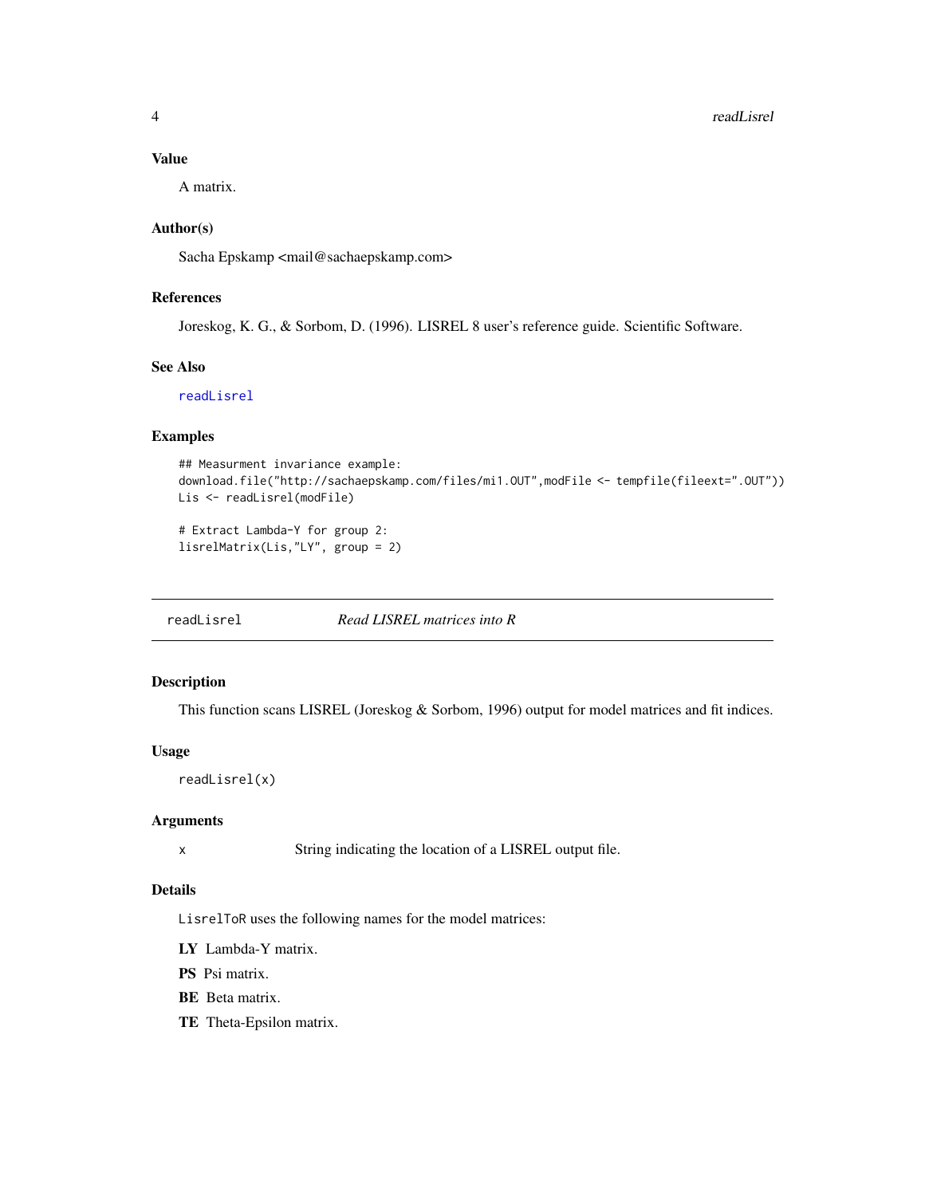### Value

A matrix.

### Author(s)

Sacha Epskamp <mail@sachaepskamp.com>

### References

Joreskog, K. G., & Sorbom, D. (1996). LISREL 8 user's reference guide. Scientific Software.

### See Also

readLisrel

### Examples

```
## Measurment invariance example:
download.file("http://sachaepskamp.com/files/mi1.OUT",modFile <- tempfile(fileext=".OUT"))
Lis <- readLisrel(modFile)

# Extract Lambda-Y for group 2:
lisrelMatrix(Lis,"LY", group = 2)
```

---

## readLisrel — *Read LISREL matrices into R*

### Description

This function scans LISREL (Joreskog & Sorbom, 1996) output for model matrices and fit indices.

### Usage

```
readLisrel(x)
```

### Arguments

| | |
|---|---|
| x | String indicating the location of a LISREL output file. |

### Details

`LisrelToR` uses the following names for the model matrices:

**LY** Lambda-Y matrix.

**PS** Psi matrix.

**BE** Beta matrix.

**TE** Theta-Epsilon matrix.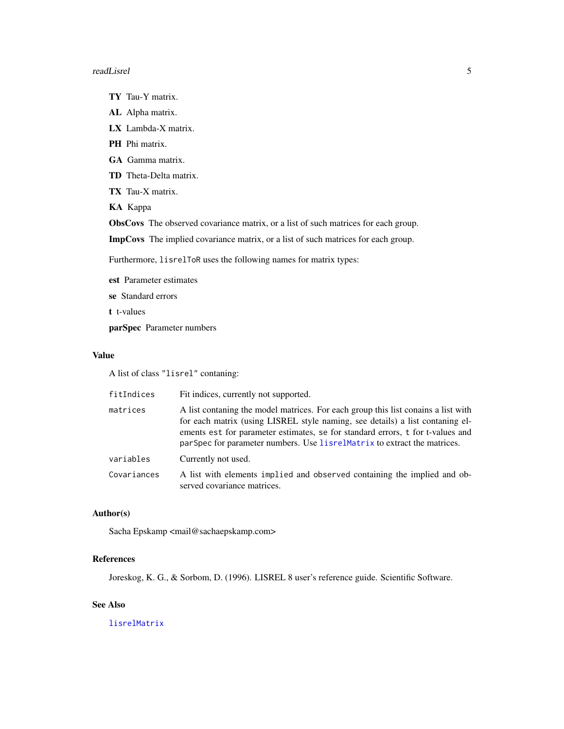**TY** Tau-Y matrix.

**AL** Alpha matrix.

**LX** Lambda-X matrix.

**PH** Phi matrix.

**GA** Gamma matrix.

**TD** Theta-Delta matrix.

**TX** Tau-X matrix.

**KA** Kappa

**ObsCovs** The observed covariance matrix, or a list of such matrices for each group.

**ImpCovs** The implied covariance matrix, or a list of such matrices for each group.

Furthermore, `lisrelToR` uses the following names for matrix types:

**est** Parameter estimates

**se** Standard errors

**t** t-values

**parSpec** Parameter numbers

## Value

A list of class `"lisrel"` contaning:

| | |
|---|---|
| `fitIndices` | Fit indices, currently not supported. |
| `matrices` | A list contaning the model matrices. For each group this list conains a list with for each matrix (using LISREL style naming, see details) a list contaning elements `est` for parameter estimates, `se` for standard errors, `t` for t-values and `parSpec` for parameter numbers. Use `lisrelMatrix` to extract the matrices. |
| `variables` | Currently not used. |
| `Covariances` | A list with elements `implied` and `observed` containing the implied and observed covariance matrices. |

## Author(s)

Sacha Epskamp <mail@sachaepskamp.com>

## References

Joreskog, K. G., & Sorbom, D. (1996). LISREL 8 user's reference guide. Scientific Software.

## See Also

`lisrelMatrix`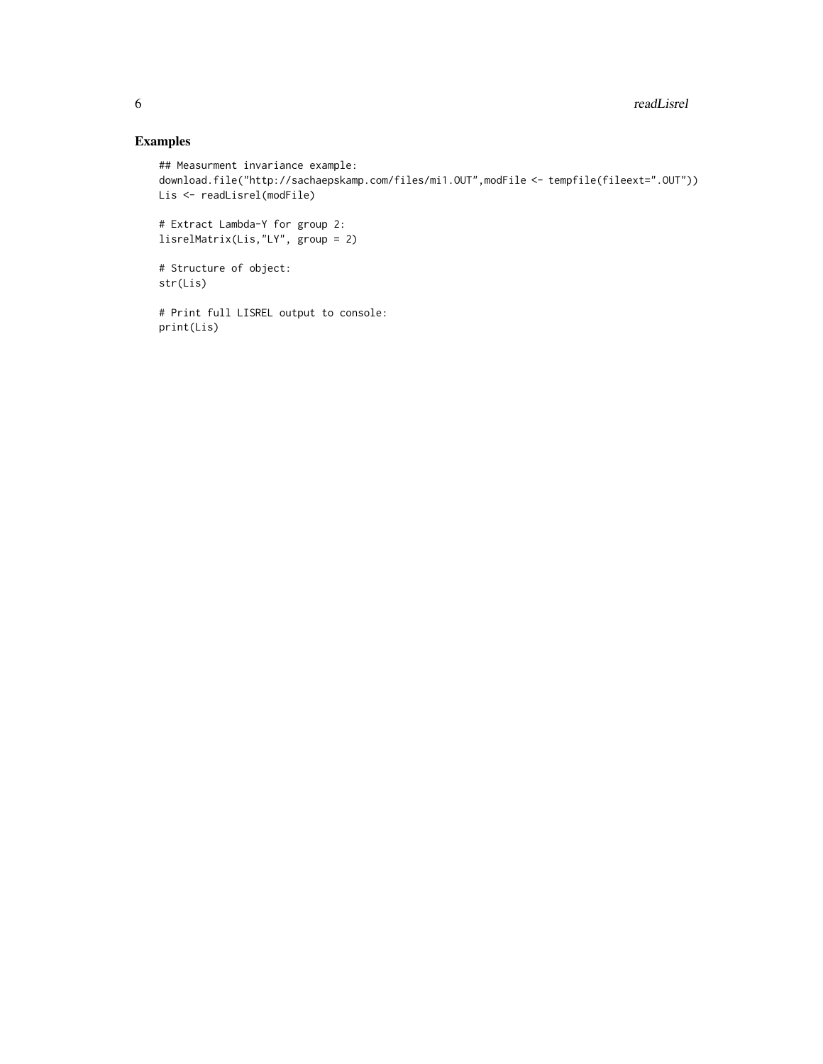## Examples

```
## Measurment invariance example:
download.file("http://sachaepskamp.com/files/mi1.OUT",modFile <- tempfile(fileext=".OUT"))
Lis <- readLisrel(modFile)

# Extract Lambda-Y for group 2:
lisrelMatrix(Lis,"LY", group = 2)

# Structure of object:
str(Lis)

# Print full LISREL output to console:
print(Lis)
```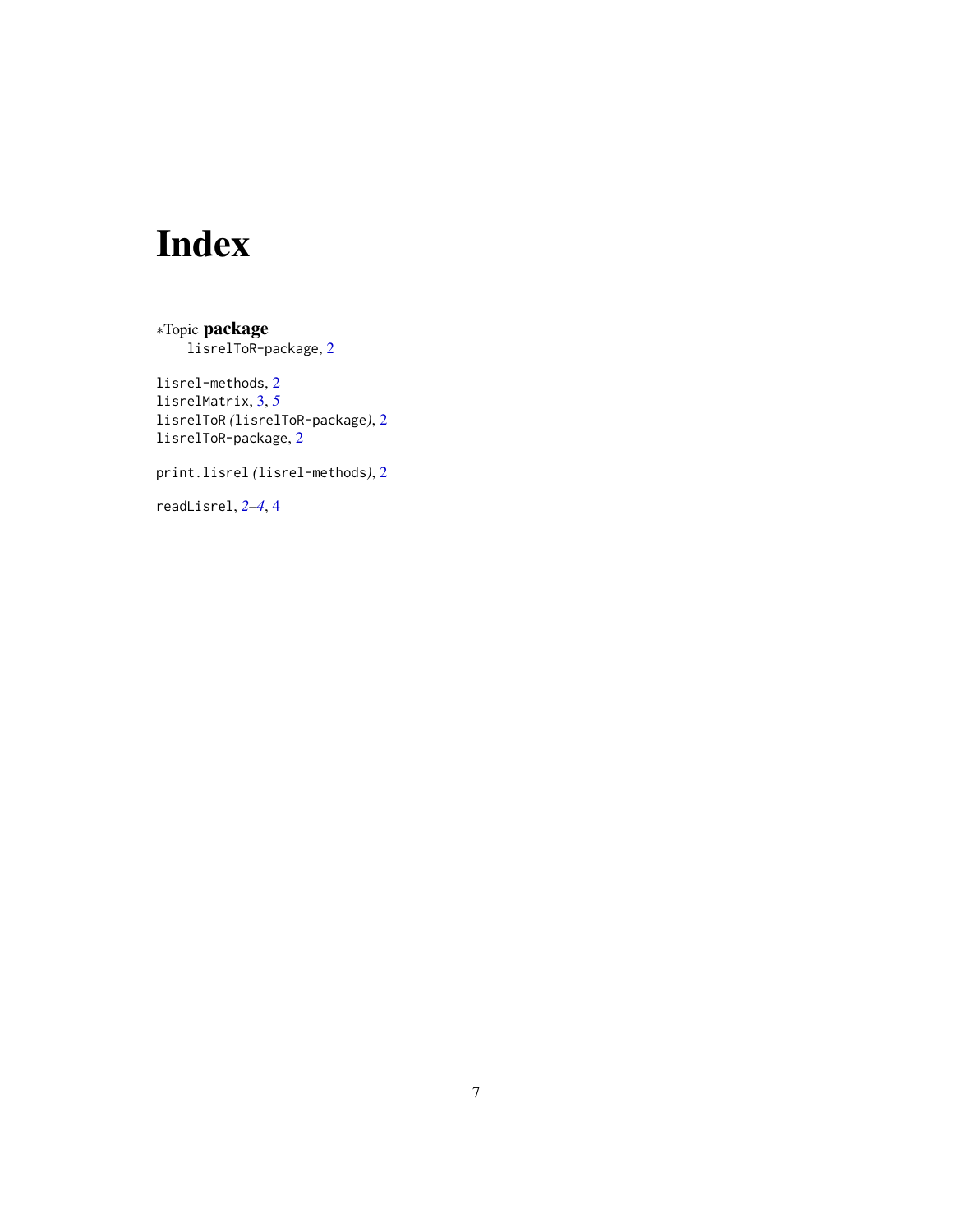# Index

*Topic **package**
  lisrelToR-package, 2

lisrel-methods, 2
lisrelMatrix, 3, *5*
lisrelToR *(*lisrelToR-package*)*, 2
lisrelToR-package, 2

print.lisrel *(*lisrel-methods*)*, 2

readLisrel, *2–4*, 4